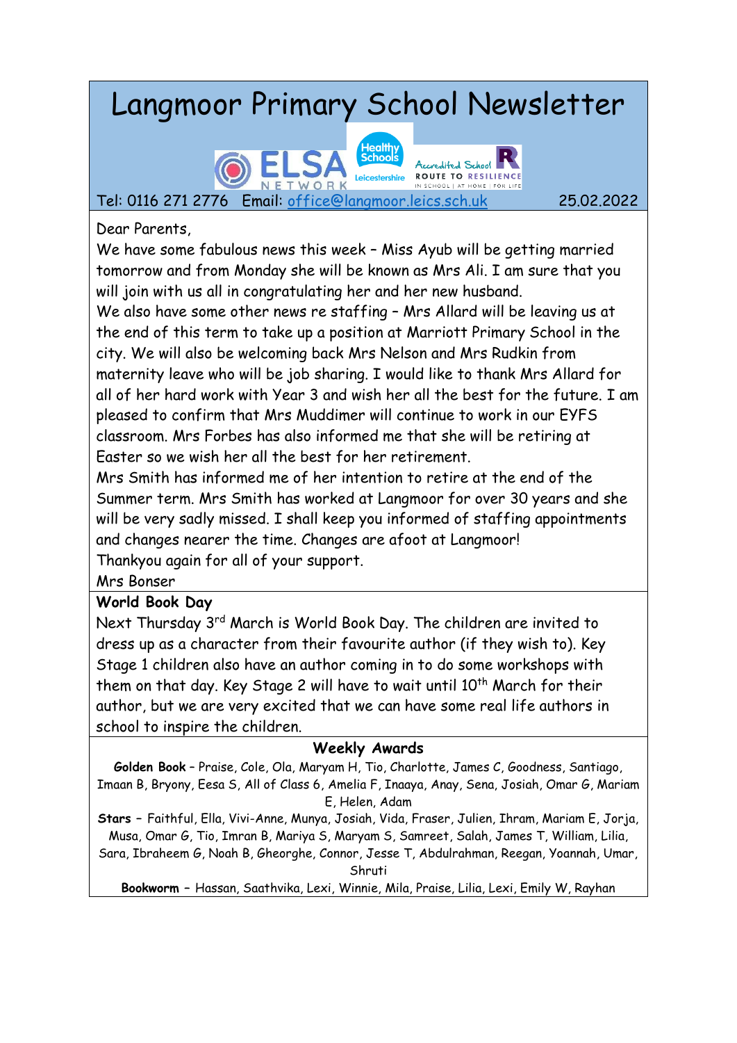# Langmoor Primary School Newsletter

Tel: 0116 271 2776 Email: office@langmoor.leics.sch.uk 25.02.2022

Dear Parents,

We have some fabulous news this week – Miss Ayub will be getting married tomorrow and from Monday she will be known as Mrs Ali. I am sure that you will join with us all in congratulating her and her new husband.

We also have some other news re staffing – Mrs Allard will be leaving us at the end of this term to take up a position at Marriott Primary School in the city. We will also be welcoming back Mrs Nelson and Mrs Rudkin from maternity leave who will be job sharing. I would like to thank Mrs Allard for all of her hard work with Year 3 and wish her all the best for the future. I am pleased to confirm that Mrs Muddimer will continue to work in our EYFS classroom. Mrs Forbes has also informed me that she will be retiring at Easter so we wish her all the best for her retirement.

Mrs Smith has informed me of her intention to retire at the end of the Summer term. Mrs Smith has worked at Langmoor for over 30 years and she will be very sadly missed. I shall keep you informed of staffing appointments and changes nearer the time. Changes are afoot at Langmoor!

Thankyou again for all of your support.

Mrs Bonser

## World Book Day

Next Thursday 3rd March is World Book Day. The children are invited to dress up as a character from their favourite author (if they wish to). Key Stage 1 children also have an author coming in to do some workshops with them on that day. Key Stage 2 will have to wait until 10th March for their author, but we are very excited that we can have some real life authors in school to inspire the children.

## Weekly Awards

**Golden Book** – Praise, Cole, Ola, Maryam H, Tio, Charlotte, James C, Goodness, Santiago, Imaan B, Bryony, Eesa S, All of Class 6, Amelia F, Inaaya, Anay, Sena, Josiah, Omar G, Mariam E, Helen, Adam

**Stars** – Faithful, Ella, Vivi-Anne, Munya, Josiah, Vida, Fraser, Julien, Ihram, Mariam E, Jorja, Musa, Omar G, Tio, Imran B, Mariya S, Maryam S, Samreet, Salah, James T, William, Lilia, Sara, Ibraheem G, Noah B, Gheorghe, Connor, Jesse T, Abdulrahman, Reegan, Yoannah, Umar, Shruti

**Bookworm** – Hassan, Saathvika, Lexi, Winnie, Mila, Praise, Lilia, Lexi, Emily W, Rayhan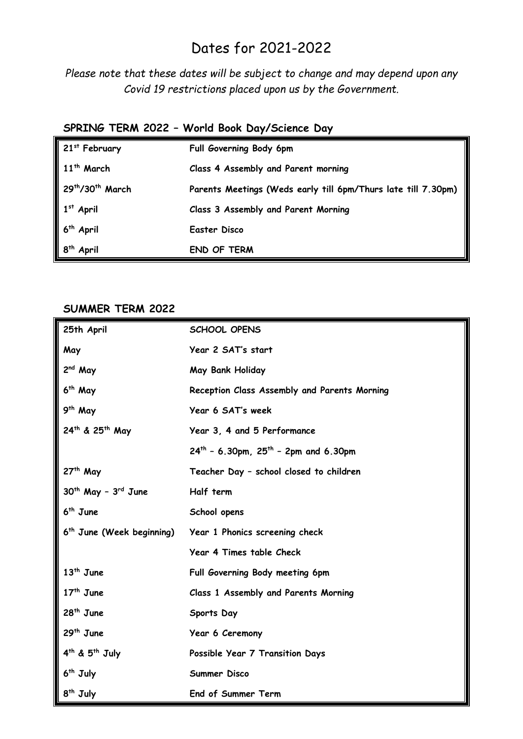# Dates for 2021-2022

*Please note that these dates will be subject to change and may depend upon any Covid 19 restrictions placed upon us by the Government.*

## SPRING TERM 2022 – World Book Day/Science Day

| | |
|---|---|
| 21st February | Full Governing Body 6pm |
| 11th March | Class 4 Assembly and Parent morning |
| 29th/30th March | Parents Meetings (Weds early till 6pm/Thurs late till 7.30pm) |
| 1st April | Class 3 Assembly and Parent Morning |
| 6th April | Easter Disco |
| 8th April | END OF TERM |

## SUMMER TERM 2022

| | |
|---|---|
| 25th April | SCHOOL OPENS |
| May | Year 2 SAT's start |
| 2nd May | May Bank Holiday |
| 6th May | Reception Class Assembly and Parents Morning |
| 9th May | Year 6 SAT's week |
| 24th & 25th May | Year 3, 4 and 5 Performance |
| | 24th – 6.30pm, 25th – 2pm and 6.30pm |
| 27th May | Teacher Day – school closed to children |
| 30th May – 3rd June | Half term |
| 6th June | School opens |
| 6th June (Week beginning) | Year 1 Phonics screening check |
| | Year 4 Times table Check |
| 13th June | Full Governing Body meeting 6pm |
| 17th June | Class 1 Assembly and Parents Morning |
| 28th June | Sports Day |
| 29th June | Year 6 Ceremony |
| 4th & 5th July | Possible Year 7 Transition Days |
| 6th July | Summer Disco |
| 8th July | End of Summer Term |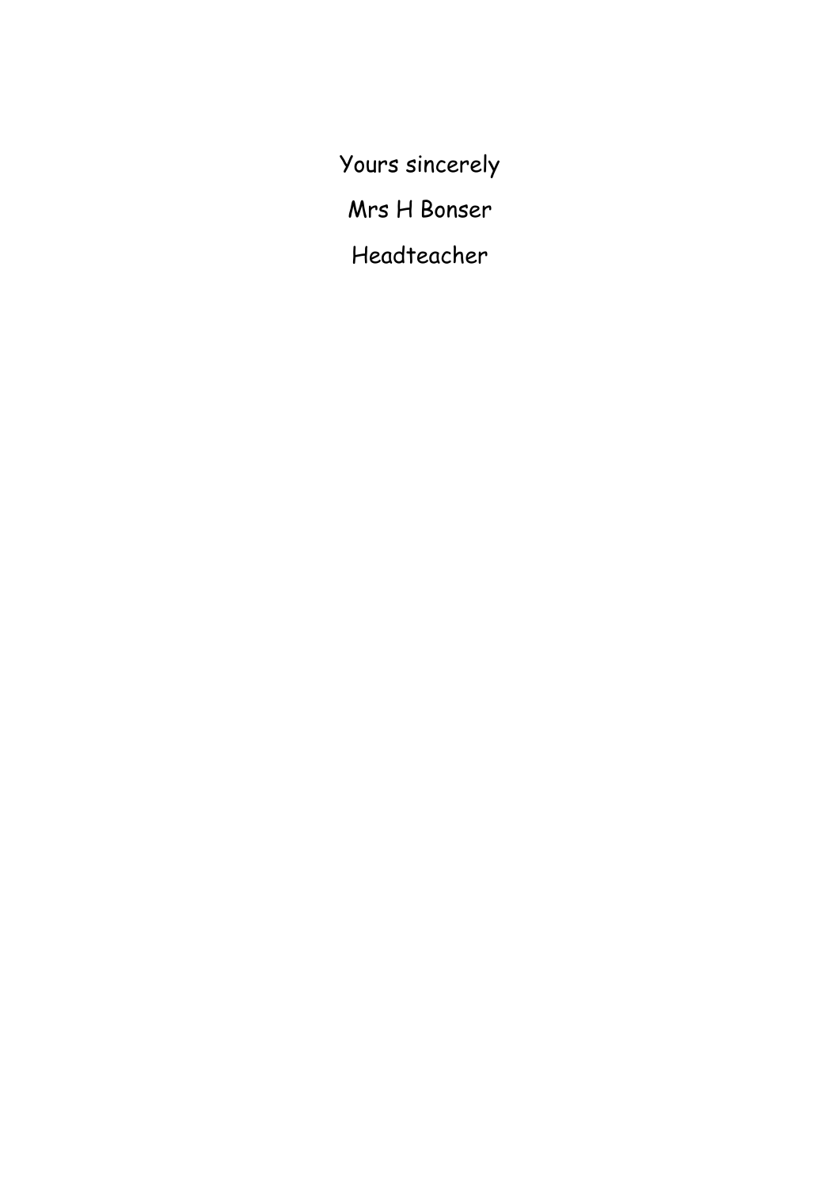Yours sincerely

Mrs H Bonser

Headteacher